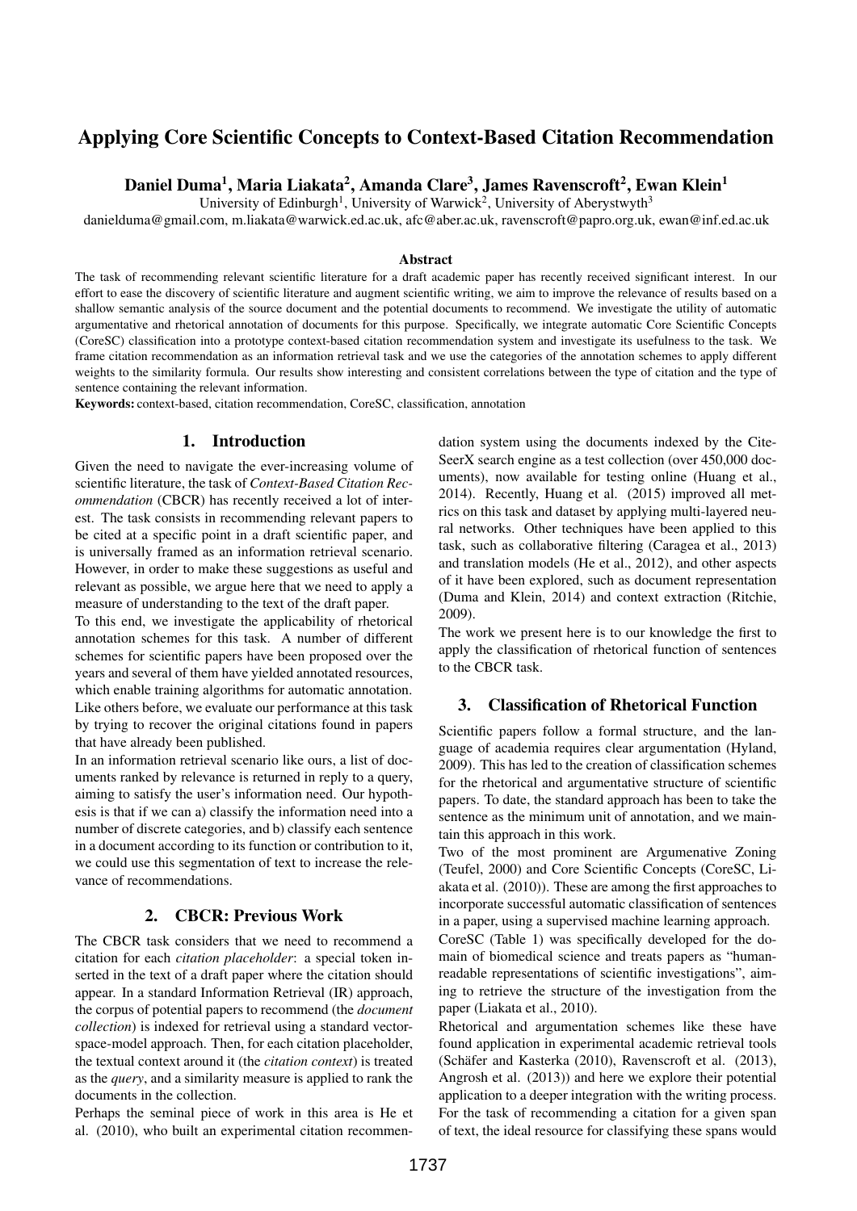# Applying Core Scientific Concepts to Context-Based Citation Recommendation

**Daniel Duma[1], Maria Liakata[2], Amanda Clare[3], James Ravenscroft[2], Ewan Klein[1]**

University of Edinburgh[1], University of Warwick[2], University of Aberystwyth[3]

danielduma@gmail.com, m.liakata@warwick.ed.ac.uk, afc@aber.ac.uk, ravenscroft@papro.org.uk, ewan@inf.ed.ac.uk

### Abstract

The task of recommending relevant scientific literature for a draft academic paper has recently received significant interest. In our effort to ease the discovery of scientific literature and augment scientific writing, we aim to improve the relevance of results based on a shallow semantic analysis of the source document and the potential documents to recommend. We investigate the utility of automatic argumentative and rhetorical annotation of documents for this purpose. Specifically, we integrate automatic Core Scientific Concepts (CoreSC) classification into a prototype context-based citation recommendation system and investigate its usefulness to the task. We frame citation recommendation as an information retrieval task and we use the categories of the annotation schemes to apply different weights to the similarity formula. Our results show interesting and consistent correlations between the type of citation and the type of sentence containing the relevant information.

**Keywords:** context-based, citation recommendation, CoreSC, classification, annotation

## 1. Introduction

Given the need to navigate the ever-increasing volume of scientific literature, the task of *Context-Based Citation Recommendation* (CBCR) has recently received a lot of interest. The task consists in recommending relevant papers to be cited at a specific point in a draft scientific paper, and is universally framed as an information retrieval scenario. However, in order to make these suggestions as useful and relevant as possible, we argue here that we need to apply a measure of understanding to the text of the draft paper.

To this end, we investigate the applicability of rhetorical annotation schemes for this task. A number of different schemes for scientific papers have been proposed over the years and several of them have yielded annotated resources, which enable training algorithms for automatic annotation. Like others before, we evaluate our performance at this task by trying to recover the original citations found in papers that have already been published.

In an information retrieval scenario like ours, a list of documents ranked by relevance is returned in reply to a query, aiming to satisfy the user's information need. Our hypothesis is that if we can a) classify the information need into a number of discrete categories, and b) classify each sentence in a document according to its function or contribution to it, we could use this segmentation of text to increase the relevance of recommendations.

## 2. CBCR: Previous Work

The CBCR task considers that we need to recommend a citation for each *citation placeholder*: a special token inserted in the text of a draft paper where the citation should appear. In a standard Information Retrieval (IR) approach, the corpus of potential papers to recommend (the *document collection*) is indexed for retrieval using a standard vector-space-model approach. Then, for each citation placeholder, the textual context around it (the *citation context*) is treated as the *query*, and a similarity measure is applied to rank the documents in the collection.

Perhaps the seminal piece of work in this area is He et al. (2010), who built an experimental citation recommendation system using the documents indexed by the CiteSeerX search engine as a test collection (over 450,000 documents), now available for testing online (Huang et al., 2014). Recently, Huang et al. (2015) improved all metrics on this task and dataset by applying multi-layered neural networks. Other techniques have been applied to this task, such as collaborative filtering (Caragea et al., 2013) and translation models (He et al., 2012), and other aspects of it have been explored, such as document representation (Duma and Klein, 2014) and context extraction (Ritchie, 2009).

The work we present here is to our knowledge the first to apply the classification of rhetorical function of sentences to the CBCR task.

## 3. Classification of Rhetorical Function

Scientific papers follow a formal structure, and the language of academia requires clear argumentation (Hyland, 2009). This has led to the creation of classification schemes for the rhetorical and argumentative structure of scientific papers. To date, the standard approach has been to take the sentence as the minimum unit of annotation, and we maintain this approach in this work.

Two of the most prominent are Argumenative Zoning (Teufel, 2000) and Core Scientific Concepts (CoreSC, Liakata et al. (2010)). These are among the first approaches to incorporate successful automatic classification of sentences in a paper, using a supervised machine learning approach.

CoreSC (Table 1) was specifically developed for the domain of biomedical science and treats papers as "human-readable representations of scientific investigations", aiming to retrieve the structure of the investigation from the paper (Liakata et al., 2010).

Rhetorical and argumentation schemes like these have found application in experimental academic retrieval tools (Schäfer and Kasterka (2010), Ravenscroft et al. (2013), Angrosh et al. (2013)) and here we explore their potential application to a deeper integration with the writing process.

For the task of recommending a citation for a given span of text, the ideal resource for classifying these spans would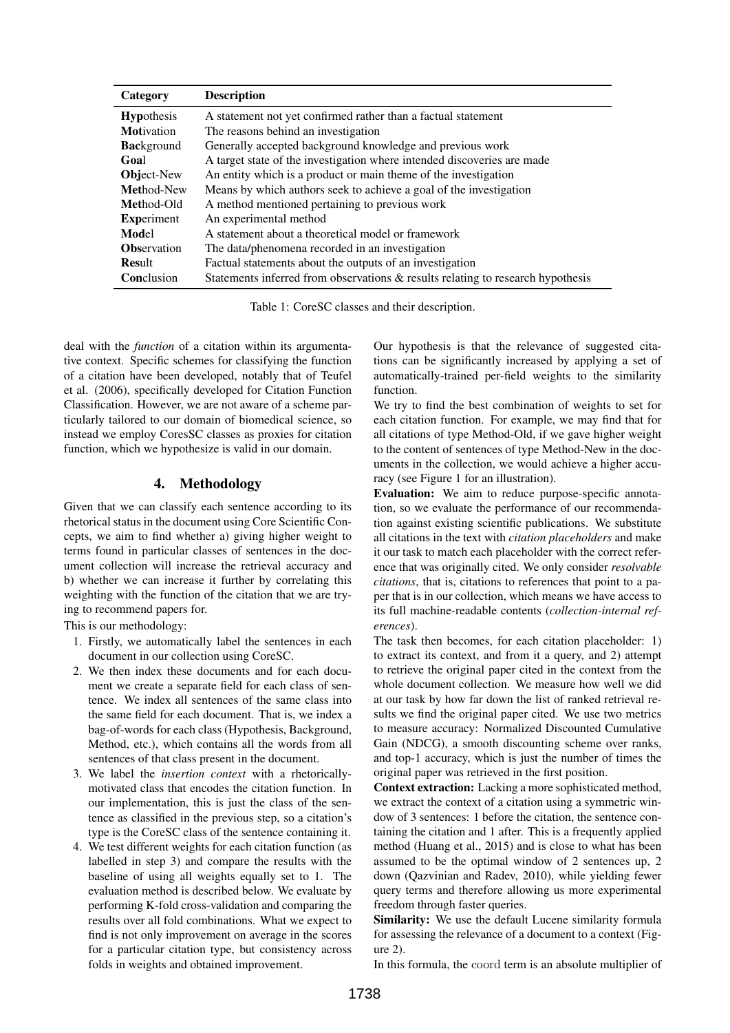| Category | Description |
|---|---|
| **Hyp**othesis | A statement not yet confirmed rather than a factual statement |
| **Mot**ivation | The reasons behind an investigation |
| **Bac**kground | Generally accepted background knowledge and previous work |
| **Goa**l | A target state of the investigation where intended discoveries are made |
| **Obj**ect-New | An entity which is a product or main theme of the investigation |
| **Met**hod-New | Means by which authors seek to achieve a goal of the investigation |
| **Met**hod-Old | A method mentioned pertaining to previous work |
| **Exp**eriment | An experimental method |
| **Mod**el | A statement about a theoretical model or framework |
| **Obs**ervation | The data/phenomena recorded in an investigation |
| **Res**ult | Factual statements about the outputs of an investigation |
| **Con**clusion | Statements inferred from observations & results relating to research hypothesis |

Table 1: CoreSC classes and their description.

deal with the *function* of a citation within its argumentative context. Specific schemes for classifying the function of a citation have been developed, notably that of Teufel et al. (2006), specifically developed for Citation Function Classification. However, we are not aware of a scheme particularly tailored to our domain of biomedical science, so instead we employ CoresSC classes as proxies for citation function, which we hypothesize is valid in our domain.

## 4. Methodology

Given that we can classify each sentence according to its rhetorical status in the document using Core Scientific Concepts, we aim to find whether a) giving higher weight to terms found in particular classes of sentences in the document collection will increase the retrieval accuracy and b) whether we can increase it further by correlating this weighting with the function of the citation that we are trying to recommend papers for.

This is our methodology:

1. Firstly, we automatically label the sentences in each document in our collection using CoreSC.
2. We then index these documents and for each document we create a separate field for each class of sentence. We index all sentences of the same class into the same field for each document. That is, we index a bag-of-words for each class (Hypothesis, Background, Method, etc.), which contains all the words from all sentences of that class present in the document.
3. We label the *insertion context* with a rhetorically-motivated class that encodes the citation function. In our implementation, this is just the class of the sentence as classified in the previous step, so a citation's type is the CoreSC class of the sentence containing it.
4. We test different weights for each citation function (as labelled in step 3) and compare the results with the baseline of using all weights equally set to 1. The evaluation method is described below. We evaluate by performing K-fold cross-validation and comparing the results over all fold combinations. What we expect to find is not only improvement on average in the scores for a particular citation type, but consistency across folds in weights and obtained improvement.

Our hypothesis is that the relevance of suggested citations can be significantly increased by applying a set of automatically-trained per-field weights to the similarity function.

We try to find the best combination of weights to set for each citation function. For example, we may find that for all citations of type Method-Old, if we gave higher weight to the content of sentences of type Method-New in the documents in the collection, we would achieve a higher accuracy (see Figure 1 for an illustration).

**Evaluation:** We aim to reduce purpose-specific annotation, so we evaluate the performance of our recommendation against existing scientific publications. We substitute all citations in the text with *citation placeholders* and make it our task to match each placeholder with the correct reference that was originally cited. We only consider *resolvable citations*, that is, citations to references that point to a paper that is in our collection, which means we have access to its full machine-readable contents (*collection-internal references*).

The task then becomes, for each citation placeholder: 1) to extract its context, and from it a query, and 2) attempt to retrieve the original paper cited in the context from the whole document collection. We measure how well we did at our task by how far down the list of ranked retrieval results we find the original paper cited. We use two metrics to measure accuracy: Normalized Discounted Cumulative Gain (NDCG), a smooth discounting scheme over ranks, and top-1 accuracy, which is just the number of times the original paper was retrieved in the first position.

**Context extraction:** Lacking a more sophisticated method, we extract the context of a citation using a symmetric window of 3 sentences: 1 before the citation, the sentence containing the citation and 1 after. This is a frequently applied method (Huang et al., 2015) and is close to what has been assumed to be the optimal window of 2 sentences up, 2 down (Qazvinian and Radev, 2010), while yielding fewer query terms and therefore allowing us more experimental freedom through faster queries.

**Similarity:** We use the default Lucene similarity formula for assessing the relevance of a document to a context (Figure 2).

In this formula, the coord term is an absolute multiplier of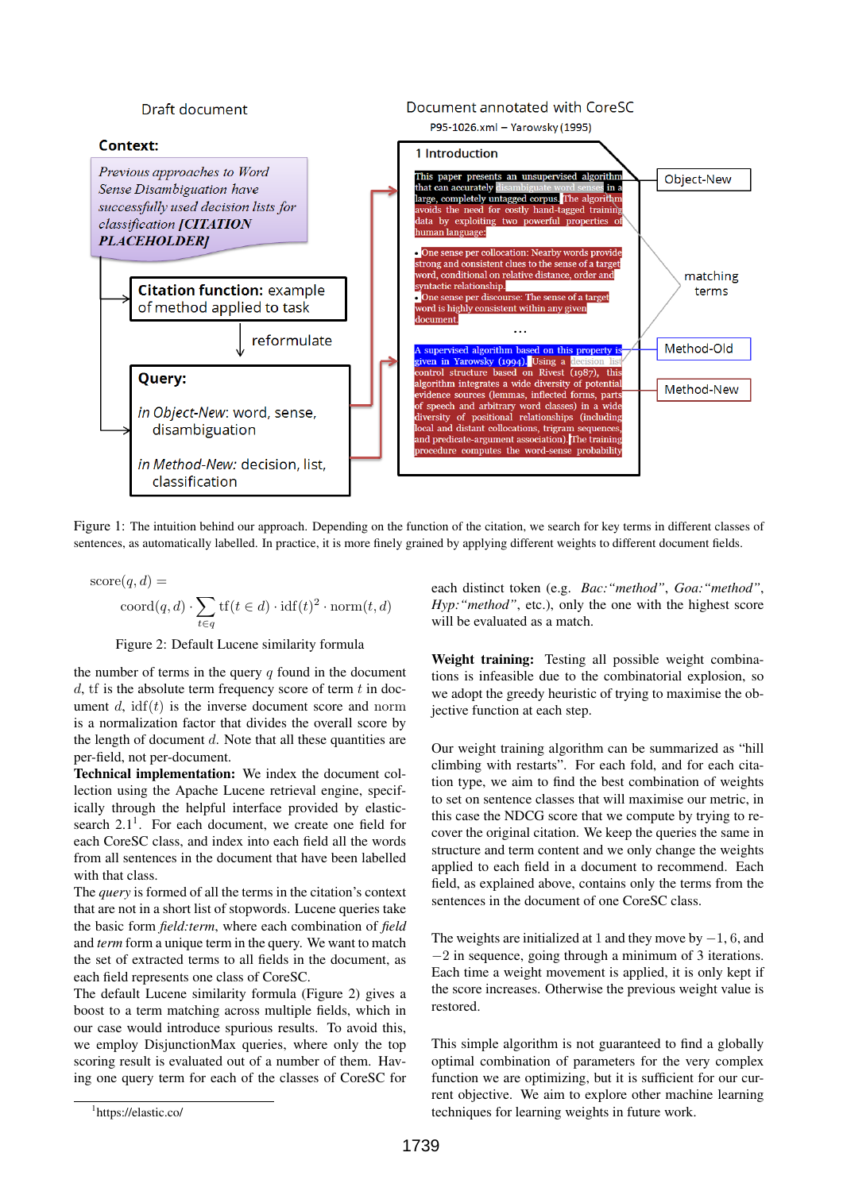Draft document

**Context:**

*Previous approaches to Word Sense Disambiguation have successfully used decision lists for classification* ***[CITATION PLACEHOLDER]***

**Citation function:** example of method applied to task

reformulate

**Query:**

*in Object-New*: word, sense, disambiguation

*in Method-New*: decision, list, classification

Document annotated with CoreSC

P95-1026.xml – Yarowsky (1995)

1 Introduction

This paper presents an unsupervised algorithm that can accurately disambiguate word senses in a large, completely untagged corpus. The algorithm avoids the need for costly hand-tagged training data by exploiting two powerful properties of human language:

- One sense per collocation: Nearby words provide strong and consistent clues to the sense of a target word, conditional on relative distance, order and syntactic relationship.
- One sense per discourse: The sense of a target word is highly consistent within any given document.

...

A supervised algorithm based on this property is given in Yarowsky (1994). Using a decision list control structure based on Rivest (1987), this algorithm integrates a wide diversity of potential evidence sources (lemmas, inflected forms, parts of speech and arbitrary word classes) in a wide diversity of positional relationships (including local and distant collocations, trigram sequences, and predicate-argument association). The training procedure computes the word-sense probability

Object-New

matching terms

Method-Old

Method-New

Figure 1: The intuition behind our approach. Depending on the function of the citation, we search for key terms in different classes of sentences, as automatically labelled. In practice, it is more finely grained by applying different weights to different document fields.

$$\text{score}(q, d) = \text{coord}(q, d) \cdot \sum_{t \in q} \text{tf}(t \in d) \cdot \text{idf}(t)^2 \cdot \text{norm}(t, d)$$

Figure 2: Default Lucene similarity formula

the number of terms in the query $q$ found in the document $d$, tf is the absolute term frequency score of term $t$ in document $d$, $\text{idf}(t)$ is the inverse document score and norm is a normalization factor that divides the overall score by the length of document $d$. Note that all these quantities are per-field, not per-document.

**Technical implementation:** We index the document collection using the Apache Lucene retrieval engine, specifically through the helpful interface provided by elasticsearch 2.1[1]. For each document, we create one field for each CoreSC class, and index into each field all the words from all sentences in the document that have been labelled with that class.

The *query* is formed of all the terms in the citation's context that are not in a short list of stopwords. Lucene queries take the basic form *field:term*, where each combination of *field* and *term* form a unique term in the query. We want to match the set of extracted terms to all fields in the document, as each field represents one class of CoreSC.

The default Lucene similarity formula (Figure 2) gives a boost to a term matching across multiple fields, which in our case would introduce spurious results. To avoid this, we employ DisjunctionMax queries, where only the top scoring result is evaluated out of a number of them. Having one query term for each of the classes of CoreSC for each distinct token (e.g. *Bac:"method"*, *Goa:"method"*, *Hyp:"method"*, etc.), only the one with the highest score will be evaluated as a match.

**Weight training:** Testing all possible weight combinations is infeasible due to the combinatorial explosion, so we adopt the greedy heuristic of trying to maximise the objective function at each step.

Our weight training algorithm can be summarized as "hill climbing with restarts". For each fold, and for each citation type, we aim to find the best combination of weights to set on sentence classes that will maximise our metric, in this case the NDCG score that we compute by trying to recover the original citation. We keep the queries the same in structure and term content and we only change the weights applied to each field in a document to recommend. Each field, as explained above, contains only the terms from the sentences in the document of one CoreSC class.

The weights are initialized at 1 and they move by $-1$, 6, and $-2$ in sequence, going through a minimum of 3 iterations. Each time a weight movement is applied, it is only kept if the score increases. Otherwise the previous weight value is restored.

This simple algorithm is not guaranteed to find a globally optimal combination of parameters for the very complex function we are optimizing, but it is sufficient for our current objective. We aim to explore other machine learning techniques for learning weights in future work.

[1] https://elastic.co/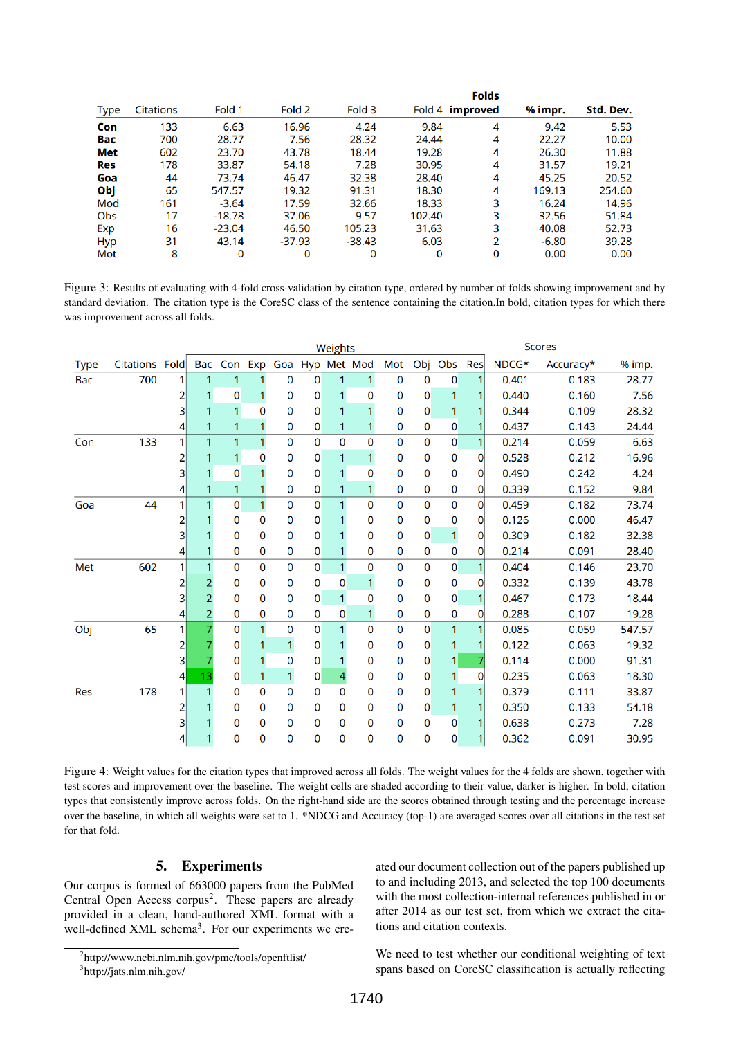| Type | Citations | Fold 1 | Fold 2 | Fold 3 | Fold 4 | Folds improved | % impr. | Std. Dev. |
|---|---|---|---|---|---|---|---|---|
| **Con** | 133 | 6.63 | 16.96 | 4.24 | 9.84 | 4 | 9.42 | 5.53 |
| **Bac** | 700 | 28.77 | 7.56 | 28.32 | 24.44 | 4 | 22.27 | 10.00 |
| **Met** | 602 | 23.70 | 43.78 | 18.44 | 19.28 | 4 | 26.30 | 11.88 |
| **Res** | 178 | 33.87 | 54.18 | 7.28 | 30.95 | 4 | 31.57 | 19.21 |
| **Goa** | 44 | 73.74 | 46.47 | 32.38 | 28.40 | 4 | 45.25 | 20.52 |
| **Obj** | 65 | 547.57 | 19.32 | 91.31 | 18.30 | 4 | 169.13 | 254.60 |
| Mod | 161 | -3.64 | 17.59 | 32.66 | 18.33 | 3 | 16.24 | 14.96 |
| Obs | 17 | -18.78 | 37.06 | 9.57 | 102.40 | 3 | 32.56 | 51.84 |
| Exp | 16 | -23.04 | 46.50 | 105.23 | 31.63 | 3 | 40.08 | 52.73 |
| Hyp | 31 | 43.14 | -37.93 | -38.43 | 6.03 | 2 | -6.80 | 39.28 |
| Mot | 8 | 0 | 0 | 0 | 0 | 0 | 0.00 | 0.00 |

Figure 3: Results of evaluating with 4-fold cross-validation by citation type, ordered by number of folds showing improvement and by standard deviation. The citation type is the CoreSC class of the sentence containing the citation.In bold, citation types for which there was improvement across all folds.

| | | | Weights | | | | | | | | | | | Scores | | |
|---|---|---|---|---|---|---|---|---|---|---|---|---|---|---|---|---|
| Type | Citations | Fold | Bac | Con | Exp | Goa | Hyp | Met | Mod | Mot | Obj | Obs | Res | NDCG* | Accuracy* | % imp. |
| Bac | 700 | 1 | 1 | 1 | 1 | 0 | 0 | 1 | 1 | 0 | 0 | 0 | 1 | 0.401 | 0.183 | 28.77 |
| | | 2 | 1 | 0 | 1 | 0 | 0 | 1 | 0 | 0 | 0 | 1 | 1 | 0.440 | 0.160 | 7.56 |
| | | 3 | 1 | 1 | 0 | 0 | 0 | 1 | 1 | 0 | 0 | 1 | 1 | 0.344 | 0.109 | 28.32 |
| | | 4 | 1 | 1 | 1 | 0 | 0 | 1 | 1 | 0 | 0 | 0 | 1 | 0.437 | 0.143 | 24.44 |
| Con | 133 | 1 | 1 | 1 | 1 | 0 | 0 | 0 | 0 | 0 | 0 | 0 | 1 | 0.214 | 0.059 | 6.63 |
| | | 2 | 1 | 1 | 0 | 0 | 0 | 1 | 1 | 0 | 0 | 0 | 0 | 0.528 | 0.212 | 16.96 |
| | | 3 | 1 | 0 | 1 | 0 | 0 | 1 | 0 | 0 | 0 | 0 | 0 | 0.490 | 0.242 | 4.24 |
| | | 4 | 1 | 1 | 1 | 0 | 0 | 1 | 1 | 0 | 0 | 0 | 0 | 0.339 | 0.152 | 9.84 |
| Goa | 44 | 1 | 1 | 0 | 1 | 0 | 0 | 1 | 0 | 0 | 0 | 0 | 0 | 0.459 | 0.182 | 73.74 |
| | | 2 | 1 | 0 | 0 | 0 | 0 | 1 | 0 | 0 | 0 | 0 | 0 | 0.126 | 0.000 | 46.47 |
| | | 3 | 1 | 0 | 0 | 0 | 0 | 1 | 0 | 0 | 0 | 1 | 0 | 0.309 | 0.182 | 32.38 |
| | | 4 | 1 | 0 | 0 | 0 | 0 | 1 | 0 | 0 | 0 | 0 | 0 | 0.214 | 0.091 | 28.40 |
| Met | 602 | 1 | 1 | 0 | 0 | 0 | 0 | 1 | 0 | 0 | 0 | 0 | 1 | 0.404 | 0.146 | 23.70 |
| | | 2 | 2 | 0 | 0 | 0 | 0 | 0 | 1 | 0 | 0 | 0 | 0 | 0.332 | 0.139 | 43.78 |
| | | 3 | 2 | 0 | 0 | 0 | 0 | 1 | 0 | 0 | 0 | 0 | 1 | 0.467 | 0.173 | 18.44 |
| | | 4 | 2 | 0 | 0 | 0 | 0 | 0 | 1 | 0 | 0 | 0 | 0 | 0.288 | 0.107 | 19.28 |
| Obj | 65 | 1 | 7 | 0 | 1 | 0 | 0 | 1 | 0 | 0 | 0 | 1 | 1 | 0.085 | 0.059 | 547.57 |
| | | 2 | 7 | 0 | 1 | 1 | 0 | 1 | 0 | 0 | 0 | 1 | 1 | 0.122 | 0.063 | 19.32 |
| | | 3 | 7 | 0 | 1 | 0 | 0 | 1 | 0 | 0 | 0 | 1 | 7 | 0.114 | 0.000 | 91.31 |
| | | 4 | 13 | 0 | 1 | 1 | 0 | 4 | 0 | 0 | 0 | 1 | 0 | 0.235 | 0.063 | 18.30 |
| Res | 178 | 1 | 1 | 0 | 0 | 0 | 0 | 0 | 0 | 0 | 0 | 1 | 1 | 0.379 | 0.111 | 33.87 |
| | | 2 | 1 | 0 | 0 | 0 | 0 | 0 | 0 | 0 | 0 | 1 | 1 | 0.350 | 0.133 | 54.18 |
| | | 3 | 1 | 0 | 0 | 0 | 0 | 0 | 0 | 0 | 0 | 0 | 1 | 0.638 | 0.273 | 7.28 |
| | | 4 | 1 | 0 | 0 | 0 | 0 | 0 | 0 | 0 | 0 | 0 | 1 | 0.362 | 0.091 | 30.95 |

Figure 4: Weight values for the citation types that improved across all folds. The weight values for the 4 folds are shown, together with test scores and improvement over the baseline. The weight cells are shaded according to their value, darker is higher. In bold, citation types that consistently improve across folds. On the right-hand side are the scores obtained through testing and the percentage increase over the baseline, in which all weights were set to 1. *NDCG and Accuracy (top-1) are averaged scores over all citations in the test set for that fold.

## 5. Experiments

Our corpus is formed of 663000 papers from the PubMed Central Open Access corpus[2]. These papers are already provided in a clean, hand-authored XML format with a well-defined XML schema[3]. For our experiments we created our document collection out of the papers published up to and including 2013, and selected the top 100 documents with the most collection-internal references published in or after 2014 as our test set, from which we extract the citations and citation contexts.

We need to test whether our conditional weighting of text spans based on CoreSC classification is actually reflecting

[2]http://www.ncbi.nlm.nih.gov/pmc/tools/openftlist/

[3]http://jats.nlm.nih.gov/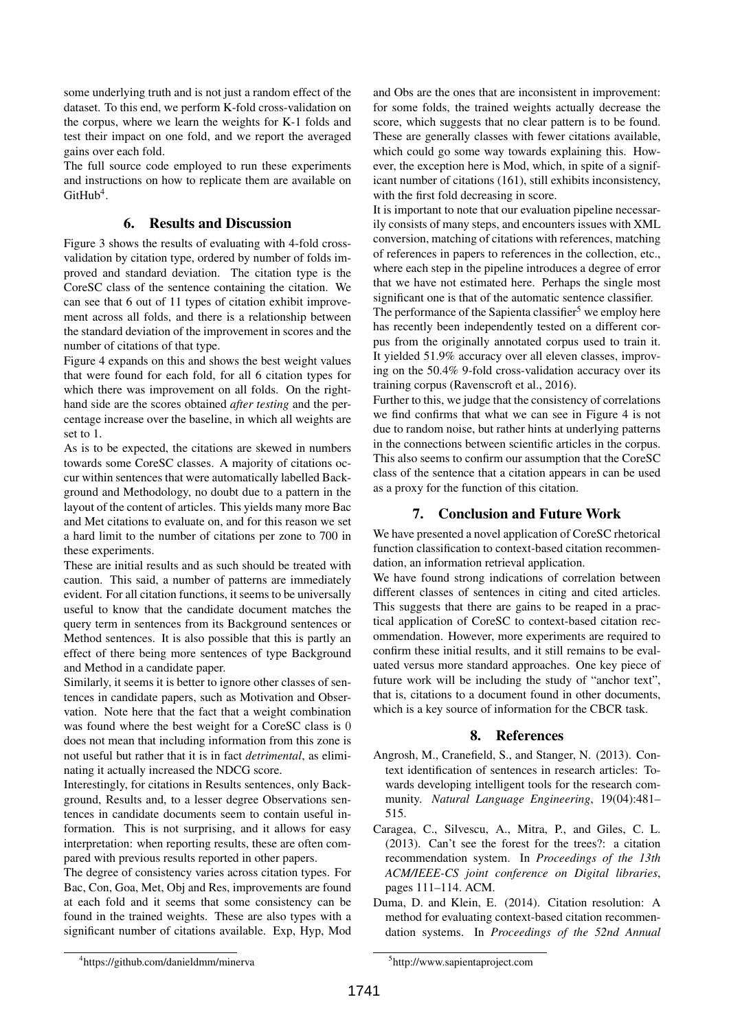some underlying truth and is not just a random effect of the dataset. To this end, we perform K-fold cross-validation on the corpus, where we learn the weights for K-1 folds and test their impact on one fold, and we report the averaged gains over each fold.

The full source code employed to run these experiments and instructions on how to replicate them are available on GitHub[4].

## 6. Results and Discussion

Figure 3 shows the results of evaluating with 4-fold cross-validation by citation type, ordered by number of folds improved and standard deviation. The citation type is the CoreSC class of the sentence containing the citation. We can see that 6 out of 11 types of citation exhibit improvement across all folds, and there is a relationship between the standard deviation of the improvement in scores and the number of citations of that type.

Figure 4 expands on this and shows the best weight values that were found for each fold, for all 6 citation types for which there was improvement on all folds. On the right-hand side are the scores obtained *after testing* and the percentage increase over the baseline, in which all weights are set to 1.

As is to be expected, the citations are skewed in numbers towards some CoreSC classes. A majority of citations occur within sentences that were automatically labelled Background and Methodology, no doubt due to a pattern in the layout of the content of articles. This yields many more Bac and Met citations to evaluate on, and for this reason we set a hard limit to the number of citations per zone to 700 in these experiments.

These are initial results and as such should be treated with caution. This said, a number of patterns are immediately evident. For all citation functions, it seems to be universally useful to know that the candidate document matches the query term in sentences from its Background sentences or Method sentences. It is also possible that this is partly an effect of there being more sentences of type Background and Method in a candidate paper.

Similarly, it seems it is better to ignore other classes of sentences in candidate papers, such as Motivation and Observation. Note here that the fact that a weight combination was found where the best weight for a CoreSC class is 0 does not mean that including information from this zone is not useful but rather that it is in fact *detrimental*, as eliminating it actually increased the NDCG score.

Interestingly, for citations in Results sentences, only Background, Results and, to a lesser degree Observations sentences in candidate documents seem to contain useful information. This is not surprising, and it allows for easy interpretation: when reporting results, these are often compared with previous results reported in other papers.

The degree of consistency varies across citation types. For Bac, Con, Goa, Met, Obj and Res, improvements are found at each fold and it seems that some consistency can be found in the trained weights. These are also types with a significant number of citations available. Exp, Hyp, Mod and Obs are the ones that are inconsistent in improvement: for some folds, the trained weights actually decrease the score, which suggests that no clear pattern is to be found. These are generally classes with fewer citations available, which could go some way towards explaining this. However, the exception here is Mod, which, in spite of a significant number of citations (161), still exhibits inconsistency, with the first fold decreasing in score.

It is important to note that our evaluation pipeline necessarily consists of many steps, and encounters issues with XML conversion, matching of citations with references, matching of references in papers to references in the collection, etc., where each step in the pipeline introduces a degree of error that we have not estimated here. Perhaps the single most significant one is that of the automatic sentence classifier.

The performance of the Sapienta classifier[5] we employ here has recently been independently tested on a different corpus from the originally annotated corpus used to train it. It yielded 51.9% accuracy over all eleven classes, improving on the 50.4% 9-fold cross-validation accuracy over its training corpus (Ravenscroft et al., 2016).

Further to this, we judge that the consistency of correlations we find confirms that what we can see in Figure 4 is not due to random noise, but rather hints at underlying patterns in the connections between scientific articles in the corpus. This also seems to confirm our assumption that the CoreSC class of the sentence that a citation appears in can be used as a proxy for the function of this citation.

## 7. Conclusion and Future Work

We have presented a novel application of CoreSC rhetorical function classification to context-based citation recommendation, an information retrieval application.

We have found strong indications of correlation between different classes of sentences in citing and cited articles. This suggests that there are gains to be reaped in a practical application of CoreSC to context-based citation recommendation. However, more experiments are required to confirm these initial results, and it still remains to be evaluated versus more standard approaches. One key piece of future work will be including the study of "anchor text", that is, citations to a document found in other documents, which is a key source of information for the CBCR task.

## 8. References

Angrosh, M., Cranefield, S., and Stanger, N. (2013). Context identification of sentences in research articles: Towards developing intelligent tools for the research community. *Natural Language Engineering*, 19(04):481–515.

Caragea, C., Silvescu, A., Mitra, P., and Giles, C. L. (2013). Can't see the forest for the trees?: a citation recommendation system. In *Proceedings of the 13th ACM/IEEE-CS joint conference on Digital libraries*, pages 111–114. ACM.

Duma, D. and Klein, E. (2014). Citation resolution: A method for evaluating context-based citation recommendation systems. In *Proceedings of the 52nd Annual*

[4] https://github.com/danieldmm/minerva

[5] http://www.sapientaproject.com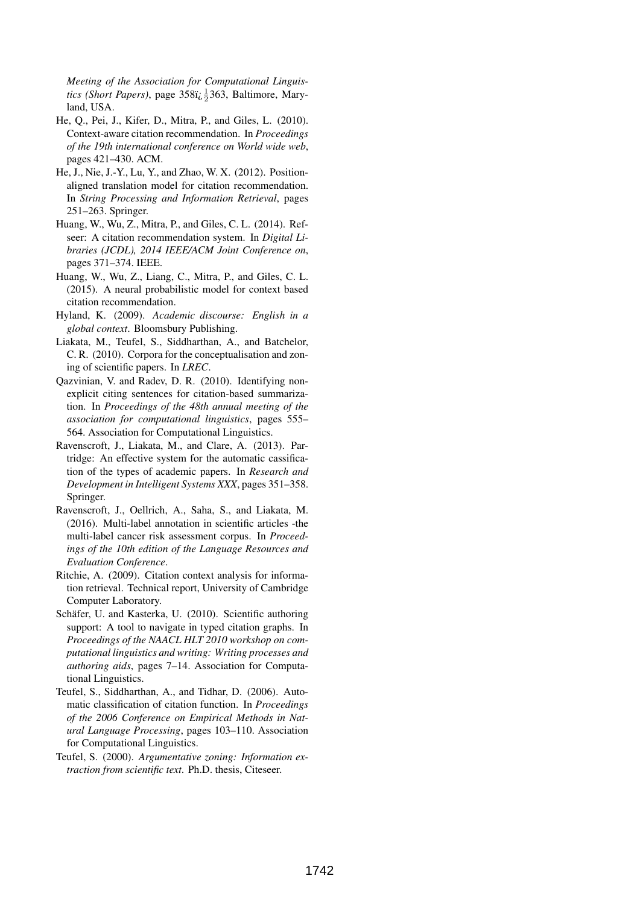*Meeting of the Association for Computational Linguistics (Short Papers)*, page 358ï¿½363, Baltimore, Maryland, USA.

He, Q., Pei, J., Kifer, D., Mitra, P., and Giles, L. (2010). Context-aware citation recommendation. In *Proceedings of the 19th international conference on World wide web*, pages 421–430. ACM.

He, J., Nie, J.-Y., Lu, Y., and Zhao, W. X. (2012). Position-aligned translation model for citation recommendation. In *String Processing and Information Retrieval*, pages 251–263. Springer.

Huang, W., Wu, Z., Mitra, P., and Giles, C. L. (2014). Refseer: A citation recommendation system. In *Digital Libraries (JCDL), 2014 IEEE/ACM Joint Conference on*, pages 371–374. IEEE.

Huang, W., Wu, Z., Liang, C., Mitra, P., and Giles, C. L. (2015). A neural probabilistic model for context based citation recommendation.

Hyland, K. (2009). *Academic discourse: English in a global context*. Bloomsbury Publishing.

Liakata, M., Teufel, S., Siddharthan, A., and Batchelor, C. R. (2010). Corpora for the conceptualisation and zoning of scientific papers. In *LREC*.

Qazvinian, V. and Radev, D. R. (2010). Identifying non-explicit citing sentences for citation-based summarization. In *Proceedings of the 48th annual meeting of the association for computational linguistics*, pages 555–564. Association for Computational Linguistics.

Ravenscroft, J., Liakata, M., and Clare, A. (2013). Partridge: An effective system for the automatic cassification of the types of academic papers. In *Research and Development in Intelligent Systems XXX*, pages 351–358. Springer.

Ravenscroft, J., Oellrich, A., Saha, S., and Liakata, M. (2016). Multi-label annotation in scientific articles -the multi-label cancer risk assessment corpus. In *Proceedings of the 10th edition of the Language Resources and Evaluation Conference*.

Ritchie, A. (2009). Citation context analysis for information retrieval. Technical report, University of Cambridge Computer Laboratory.

Schäfer, U. and Kasterka, U. (2010). Scientific authoring support: A tool to navigate in typed citation graphs. In *Proceedings of the NAACL HLT 2010 workshop on computational linguistics and writing: Writing processes and authoring aids*, pages 7–14. Association for Computational Linguistics.

Teufel, S., Siddharthan, A., and Tidhar, D. (2006). Automatic classification of citation function. In *Proceedings of the 2006 Conference on Empirical Methods in Natural Language Processing*, pages 103–110. Association for Computational Linguistics.

Teufel, S. (2000). *Argumentative zoning: Information extraction from scientific text*. Ph.D. thesis, Citeseer.